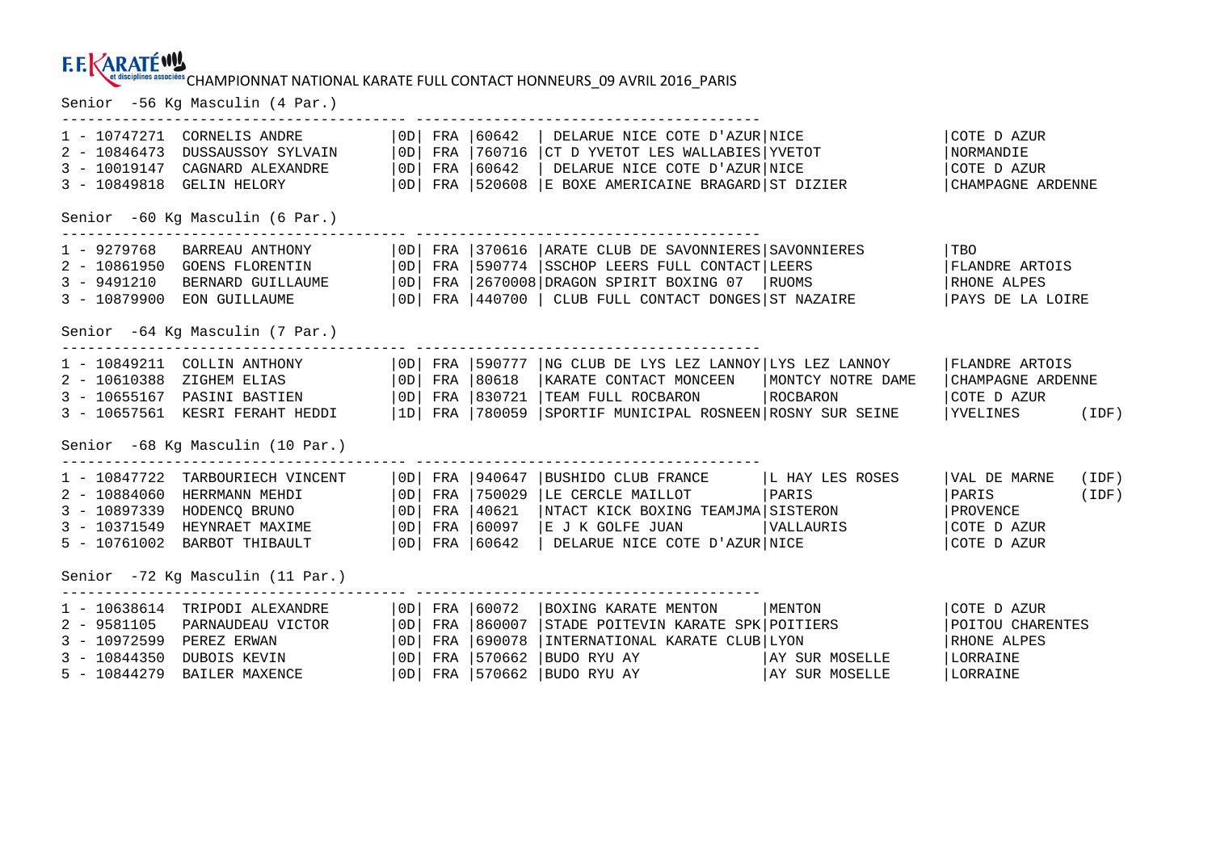F.F. KARATÉ et disciplines associées CHAMPIONNAT NATIONAL KARATE FULL CONTACT HONNEURS_09 AVRIL 2016_PARIS

### Senior -56 Kg Masculin (4 Par.)

| Place | Licence | Nom | Grade | Pays | Code club | Club | Ville | Ligue |
|---|---|---|---|---|---|---|---|---|
| 1 | 10747271 | CORNELIS ANDRE | 0D | FRA | 60642 | DELARUE NICE COTE D'AZUR | NICE | COTE D AZUR |
| 2 | 10846473 | DUSSAUSSOY SYLVAIN | 0D | FRA | 760716 | CT D YVETOT LES WALLABIES | YVETOT | NORMANDIE |
| 3 | 10019147 | CAGNARD ALEXANDRE | 0D | FRA | 60642 | DELARUE NICE COTE D'AZUR | NICE | COTE D AZUR |
| 3 | 10849818 | GELIN HELORY | 0D | FRA | 520608 | E BOXE AMERICAINE BRAGARD | ST DIZIER | CHAMPAGNE ARDENNE |

### Senior -60 Kg Masculin (6 Par.)

| Place | Licence | Nom | Grade | Pays | Code club | Club | Ville | Ligue |
|---|---|---|---|---|---|---|---|---|
| 1 | 9279768 | BARREAU ANTHONY | 0D | FRA | 370616 | ARATE CLUB DE SAVONNIERES | SAVONNIERES | TBO |
| 2 | 10861950 | GOENS FLORENTIN | 0D | FRA | 590774 | SSCHOP LEERS FULL CONTACT | LEERS | FLANDRE ARTOIS |
| 3 | 9491210 | BERNARD GUILLAUME | 0D | FRA | 2670008 | DRAGON SPIRIT BOXING 07 | RUOMS | RHONE ALPES |
| 3 | 10879900 | EON GUILLAUME | 0D | FRA | 440700 | CLUB FULL CONTACT DONGES | ST NAZAIRE | PAYS DE LA LOIRE |

### Senior -64 Kg Masculin (7 Par.)

| Place | Licence | Nom | Grade | Pays | Code club | Club | Ville | Ligue |
|---|---|---|---|---|---|---|---|---|
| 1 | 10849211 | COLLIN ANTHONY | 0D | FRA | 590777 | NG CLUB DE LYS LEZ LANNOY | LYS LEZ LANNOY | FLANDRE ARTOIS |
| 2 | 10610388 | ZIGHEM ELIAS | 0D | FRA | 80618 | KARATE CONTACT MONCEEN | MONTCY NOTRE DAME | CHAMPAGNE ARDENNE |
| 3 | 10655167 | PASINI BASTIEN | 0D | FRA | 830721 | TEAM FULL ROCBARON | ROCBARON | COTE D AZUR |
| 3 | 10657561 | KESRI FERAHT HEDDI | 1D | FRA | 780059 | SPORTIF MUNICIPAL ROSNEEN | ROSNY SUR SEINE | YVELINES (IDF) |

### Senior -68 Kg Masculin (10 Par.)

| Place | Licence | Nom | Grade | Pays | Code club | Club | Ville | Ligue |
|---|---|---|---|---|---|---|---|---|
| 1 | 10847722 | TARBOURIECH VINCENT | 0D | FRA | 940647 | BUSHIDO CLUB FRANCE | L HAY LES ROSES | VAL DE MARNE (IDF) |
| 2 | 10884060 | HERRMANN MEHDI | 0D | FRA | 750029 | LE CERCLE MAILLOT | PARIS | PARIS (IDF) |
| 3 | 10897339 | HODENCQ BRUNO | 0D | FRA | 40621 | NTACT KICK BOXING TEAMJMA | SISTERON | PROVENCE |
| 3 | 10371549 | HEYNRAET MAXIME | 0D | FRA | 60097 | E J K GOLFE JUAN | VALLAURIS | COTE D AZUR |
| 5 | 10761002 | BARBOT THIBAULT | 0D | FRA | 60642 | DELARUE NICE COTE D'AZUR | NICE | COTE D AZUR |

### Senior -72 Kg Masculin (11 Par.)

| Place | Licence | Nom | Grade | Pays | Code club | Club | Ville | Ligue |
|---|---|---|---|---|---|---|---|---|
| 1 | 10638614 | TRIPODI ALEXANDRE | 0D | FRA | 60072 | BOXING KARATE MENTON | MENTON | COTE D AZUR |
| 2 | 9581105 | PARNAUDEAU VICTOR | 0D | FRA | 860007 | STADE POITEVIN KARATE SPK | POITIERS | POITOU CHARENTES |
| 3 | 10972599 | PEREZ ERWAN | 0D | FRA | 690078 | INTERNATIONAL KARATE CLUB | LYON | RHONE ALPES |
| 3 | 10844350 | DUBOIS KEVIN | 0D | FRA | 570662 | BUDO RYU AY | AY SUR MOSELLE | LORRAINE |
| 5 | 10844279 | BAILER MAXENCE | 0D | FRA | 570662 | BUDO RYU AY | AY SUR MOSELLE | LORRAINE |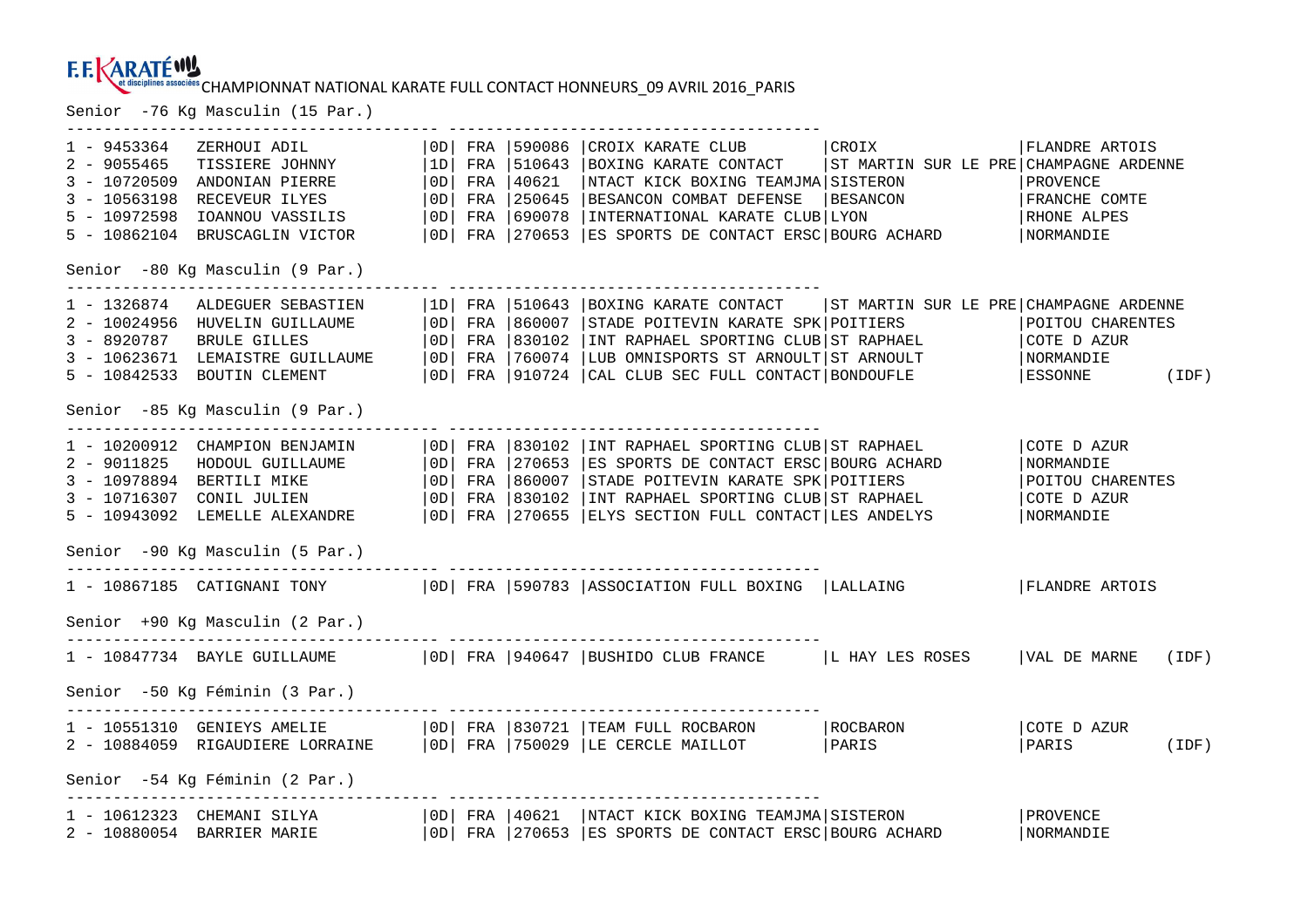CHAMPIONNAT NATIONAL KARATE FULL CONTACT HONNEURS_09 AVRIL 2016_PARIS

## Senior -76 Kg Masculin (15 Par.)

| Rang | Licence | Nom | Grade | Nat. | N° Club | Club | Ville | Ligue | |
|---|---|---|---|---|---|---|---|---|---|
| 1 | 9453364 | ZERHOUI ADIL | 0D | FRA | 590086 | CROIX KARATE CLUB | CROIX | FLANDRE ARTOIS | |
| 2 | 9055465 | TISSIERE JOHNNY | 1D | FRA | 510643 | BOXING KARATE CONTACT | ST MARTIN SUR LE PRE | CHAMPAGNE ARDENNE | |
| 3 | 10720509 | ANDONIAN PIERRE | 0D | FRA | 40621 | NTACT KICK BOXING TEAMJMA | SISTERON | PROVENCE | |
| 3 | 10563198 | RECEVEUR ILYES | 0D | FRA | 250645 | BESANCON COMBAT DEFENSE | BESANCON | FRANCHE COMTE | |
| 5 | 10972598 | IOANNOU VASSILIS | 0D | FRA | 690078 | INTERNATIONAL KARATE CLUB | LYON | RHONE ALPES | |
| 5 | 10862104 | BRUSCAGLIN VICTOR | 0D | FRA | 270653 | ES SPORTS DE CONTACT ERSC | BOURG ACHARD | NORMANDIE | |

## Senior -80 Kg Masculin (9 Par.)

| Rang | Licence | Nom | Grade | Nat. | N° Club | Club | Ville | Ligue | |
|---|---|---|---|---|---|---|---|---|---|
| 1 | 1326874 | ALDEGUER SEBASTIEN | 1D | FRA | 510643 | BOXING KARATE CONTACT | ST MARTIN SUR LE PRE | CHAMPAGNE ARDENNE | |
| 2 | 10024956 | HUVELIN GUILLAUME | 0D | FRA | 860007 | STADE POITEVIN KARATE SPK | POITIERS | POITOU CHARENTES | |
| 3 | 8920787 | BRULE GILLES | 0D | FRA | 830102 | INT RAPHAEL SPORTING CLUB | ST RAPHAEL | COTE D AZUR | |
| 3 | 10623671 | LEMAISTRE GUILLAUME | 0D | FRA | 760074 | LUB OMNISPORTS ST ARNOULT | ST ARNOULT | NORMANDIE | |
| 5 | 10842533 | BOUTIN CLEMENT | 0D | FRA | 910724 | CAL CLUB SEC FULL CONTACT | BONDOUFLE | ESSONNE | (IDF) |

## Senior -85 Kg Masculin (9 Par.)

| Rang | Licence | Nom | Grade | Nat. | N° Club | Club | Ville | Ligue | |
|---|---|---|---|---|---|---|---|---|---|
| 1 | 10200912 | CHAMPION BENJAMIN | 0D | FRA | 830102 | INT RAPHAEL SPORTING CLUB | ST RAPHAEL | COTE D AZUR | |
| 2 | 9011825 | HODOUL GUILLAUME | 0D | FRA | 270653 | ES SPORTS DE CONTACT ERSC | BOURG ACHARD | NORMANDIE | |
| 3 | 10978894 | BERTILI MIKE | 0D | FRA | 860007 | STADE POITEVIN KARATE SPK | POITIERS | POITOU CHARENTES | |
| 3 | 10716307 | CONIL JULIEN | 0D | FRA | 830102 | INT RAPHAEL SPORTING CLUB | ST RAPHAEL | COTE D AZUR | |
| 5 | 10943092 | LEMELLE ALEXANDRE | 0D | FRA | 270655 | ELYS SECTION FULL CONTACT | LES ANDELYS | NORMANDIE | |

## Senior -90 Kg Masculin (5 Par.)

| Rang | Licence | Nom | Grade | Nat. | N° Club | Club | Ville | Ligue | |
|---|---|---|---|---|---|---|---|---|---|
| 1 | 10867185 | CATIGNANI TONY | 0D | FRA | 590783 | ASSOCIATION FULL BOXING | LALLAING | FLANDRE ARTOIS | |

## Senior +90 Kg Masculin (2 Par.)

| Rang | Licence | Nom | Grade | Nat. | N° Club | Club | Ville | Ligue | |
|---|---|---|---|---|---|---|---|---|---|
| 1 | 10847734 | BAYLE GUILLAUME | 0D | FRA | 940647 | BUSHIDO CLUB FRANCE | L HAY LES ROSES | VAL DE MARNE | (IDF) |

## Senior -50 Kg Féminin (3 Par.)

| Rang | Licence | Nom | Grade | Nat. | N° Club | Club | Ville | Ligue | |
|---|---|---|---|---|---|---|---|---|---|
| 1 | 10551310 | GENIEYS AMELIE | 0D | FRA | 830721 | TEAM FULL ROCBARON | ROCBARON | COTE D AZUR | |
| 2 | 10884059 | RIGAUDIERE LORRAINE | 0D | FRA | 750029 | LE CERCLE MAILLOT | PARIS | PARIS | (IDF) |

## Senior -54 Kg Féminin (2 Par.)

| Rang | Licence | Nom | Grade | Nat. | N° Club | Club | Ville | Ligue | |
|---|---|---|---|---|---|---|---|---|---|
| 1 | 10612323 | CHEMANI SILYA | 0D | FRA | 40621 | NTACT KICK BOXING TEAMJMA | SISTERON | PROVENCE | |
| 2 | 10880054 | BARRIER MARIE | 0D | FRA | 270653 | ES SPORTS DE CONTACT ERSC | BOURG ACHARD | NORMANDIE | |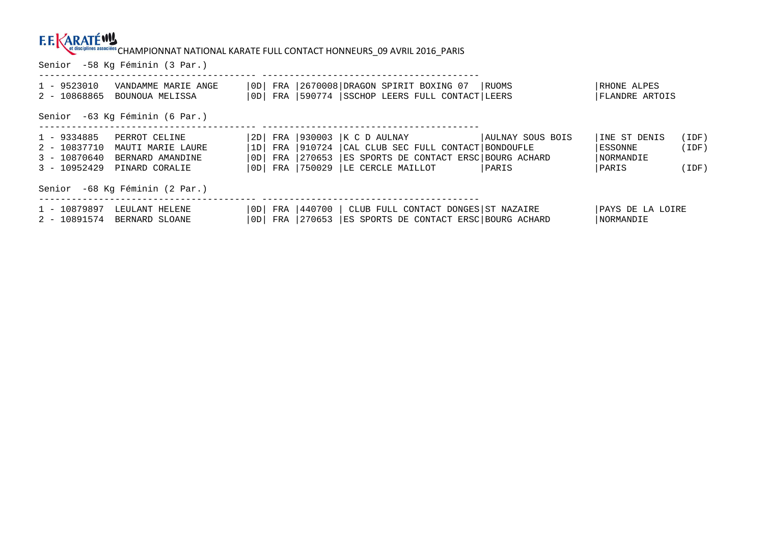F.F. KARATÉ et disciplines associées CHAMPIONNAT NATIONAL KARATE FULL CONTACT HONNEURS_09 AVRIL 2016_PARIS

Senior -58 Kg Féminin (3 Par.)

| | | | | | | | | | |
|---|---|---|---|---|---|---|---|---|---|
| 1 - 9523010 | VANDAMME MARIE ANGE | 0D | FRA | 2670008 | DRAGON SPIRIT BOXING 07 | RUOMS | RHONE ALPES | |
| 2 - 10868865 | BOUNOUA MELISSA | 0D | FRA | 590774 | SSCHOP LEERS FULL CONTACT | LEERS | FLANDRE ARTOIS | |

Senior -63 Kg Féminin (6 Par.)

| | | | | | | | | |
|---|---|---|---|---|---|---|---|---|
| 1 - 9334885 | PERROT CELINE | 2D | FRA | 930003 | K C D AULNAY | AULNAY SOUS BOIS | INE ST DENIS | (IDF) |
| 2 - 10837710 | MAUTI MARIE LAURE | 1D | FRA | 910724 | CAL CLUB SEC FULL CONTACT | BONDOUFLE | ESSONNE | (IDF) |
| 3 - 10870640 | BERNARD AMANDINE | 0D | FRA | 270653 | ES SPORTS DE CONTACT ERSC | BOURG ACHARD | NORMANDIE | |
| 3 - 10952429 | PINARD CORALIE | 0D | FRA | 750029 | LE CERCLE MAILLOT | PARIS | PARIS | (IDF) |

Senior -68 Kg Féminin (2 Par.)

| | | | | | | | | |
|---|---|---|---|---|---|---|---|---|
| 1 - 10879897 | LEULANT HELENE | 0D | FRA | 440700 | CLUB FULL CONTACT DONGES | ST NAZAIRE | PAYS DE LA LOIRE | |
| 2 - 10891574 | BERNARD SLOANE | 0D | FRA | 270653 | ES SPORTS DE CONTACT ERSC | BOURG ACHARD | NORMANDIE | |